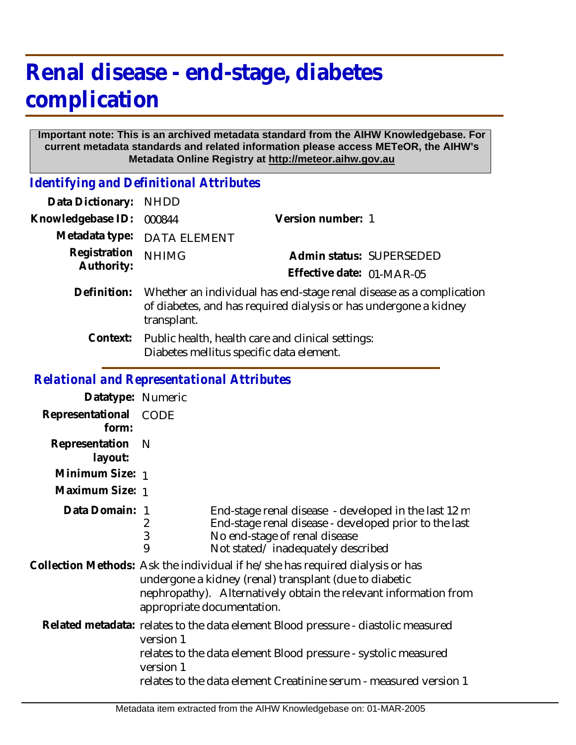# Renal disease - end-stage, diabetes complication

**Important note: This is an archived metadata standard from the AIHW Knowledgebase. For current metadata standards and related information please access METeOR, the AIHW's Metadata Online Registry at http://meteor.aihw.gov.au**

## *Identifying and Definitional Attributes*

| | | | |
|---|---|---|---|
| **Data Dictionary:** | NHDD | | |
| **Knowledgebase ID:** | 000844 | **Version number:** | 1 |
| **Metadata type:** | DATA ELEMENT | | |
| **Registration Authority:** | NHIMG | **Admin status:** | SUPERSEDED |
| | | **Effective date:** | 01-MAR-05 |

**Definition:** Whether an individual has end-stage renal disease as a complication of diabetes, and has required dialysis or has undergone a kidney transplant.

**Context:** Public health, health care and clinical settings:
Diabetes mellitus specific data element.

## *Relational and Representational Attributes*

**Datatype:** Numeric

**Representational form:** CODE

**Representation layout:** N

**Minimum Size:** 1

**Maximum Size:** 1

**Data Domain:**

| | |
|---|---|
| 1 | End-stage renal disease - developed in the last 12 m |
| 2 | End-stage renal disease - developed prior to the last |
| 3 | No end-stage of renal disease |
| 9 | Not stated/ inadequately described |

**Collection Methods:** Ask the individual if he/she has required dialysis or has undergone a kidney (renal) transplant (due to diabetic nephropathy). Alternatively obtain the relevant information from appropriate documentation.

**Related metadata:** relates to the data element Blood pressure - diastolic measured version 1
relates to the data element Blood pressure - systolic measured version 1
relates to the data element Creatinine serum - measured version 1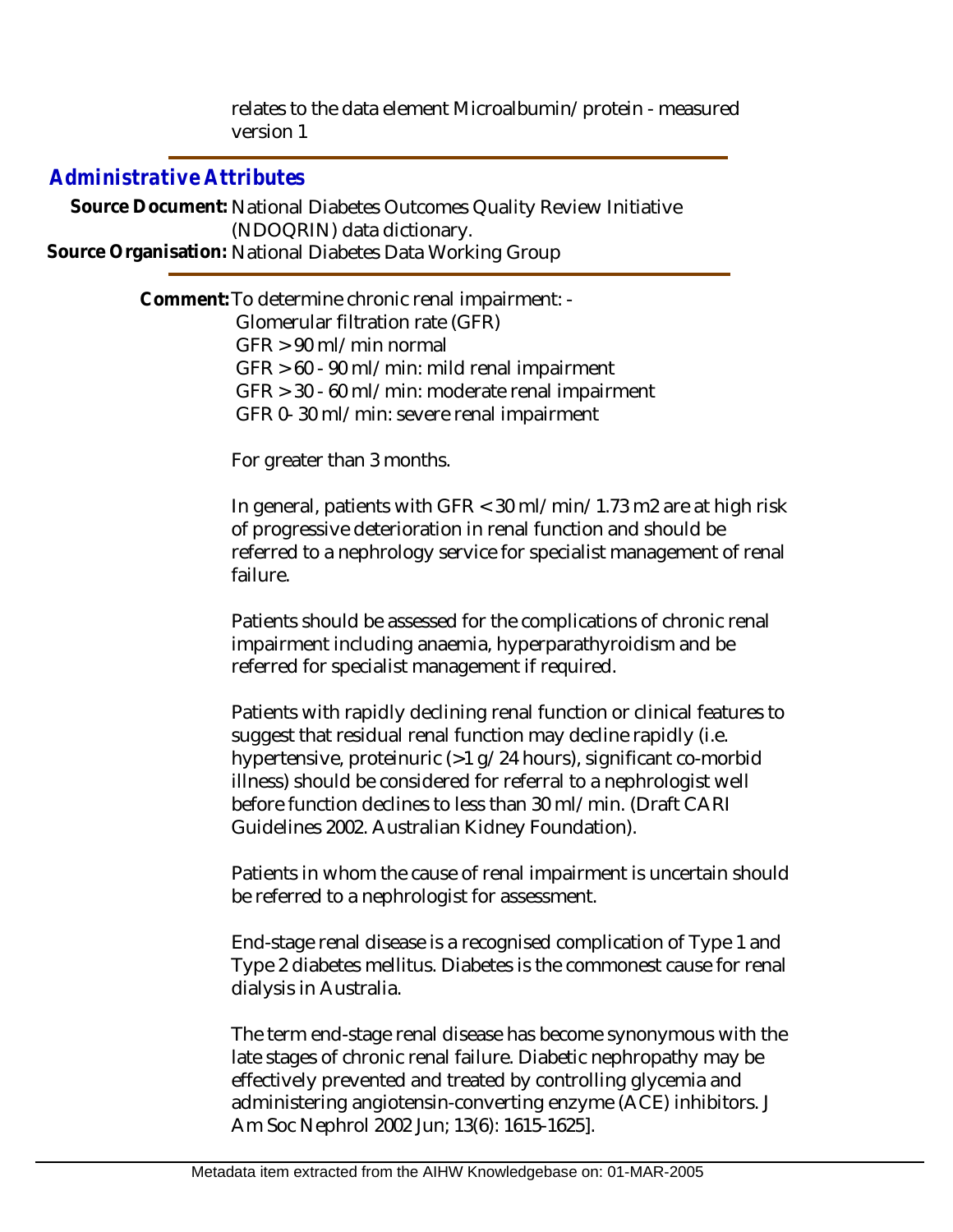relates to the data element Microalbumin/protein - measured version 1

## *Administrative Attributes*

**Source Document:** National Diabetes Outcomes Quality Review Initiative (NDOQRIN) data dictionary.

**Source Organisation:** National Diabetes Data Working Group

**Comment:** To determine chronic renal impairment: -
Glomerular filtration rate (GFR)
GFR > 90 ml/min normal
GFR > 60 - 90 ml/min: mild renal impairment
GFR > 30 - 60 ml/min: moderate renal impairment
GFR 0- 30 ml/min: severe renal impairment

For greater than 3 months.

In general, patients with GFR < 30 ml/min/1.73 m2 are at high risk of progressive deterioration in renal function and should be referred to a nephrology service for specialist management of renal failure.

Patients should be assessed for the complications of chronic renal impairment including anaemia, hyperparathyroidism and be referred for specialist management if required.

Patients with rapidly declining renal function or clinical features to suggest that residual renal function may decline rapidly (i.e. hypertensive, proteinuric (>1 g/24 hours), significant co-morbid illness) should be considered for referral to a nephrologist well before function declines to less than 30 ml/min. (Draft CARI Guidelines 2002. Australian Kidney Foundation).

Patients in whom the cause of renal impairment is uncertain should be referred to a nephrologist for assessment.

End-stage renal disease is a recognised complication of Type 1 and Type 2 diabetes mellitus. Diabetes is the commonest cause for renal dialysis in Australia.

The term end-stage renal disease has become synonymous with the late stages of chronic renal failure. Diabetic nephropathy may be effectively prevented and treated by controlling glycemia and administering angiotensin-converting enzyme (ACE) inhibitors. J Am Soc Nephrol 2002 Jun; 13(6): 1615-1625].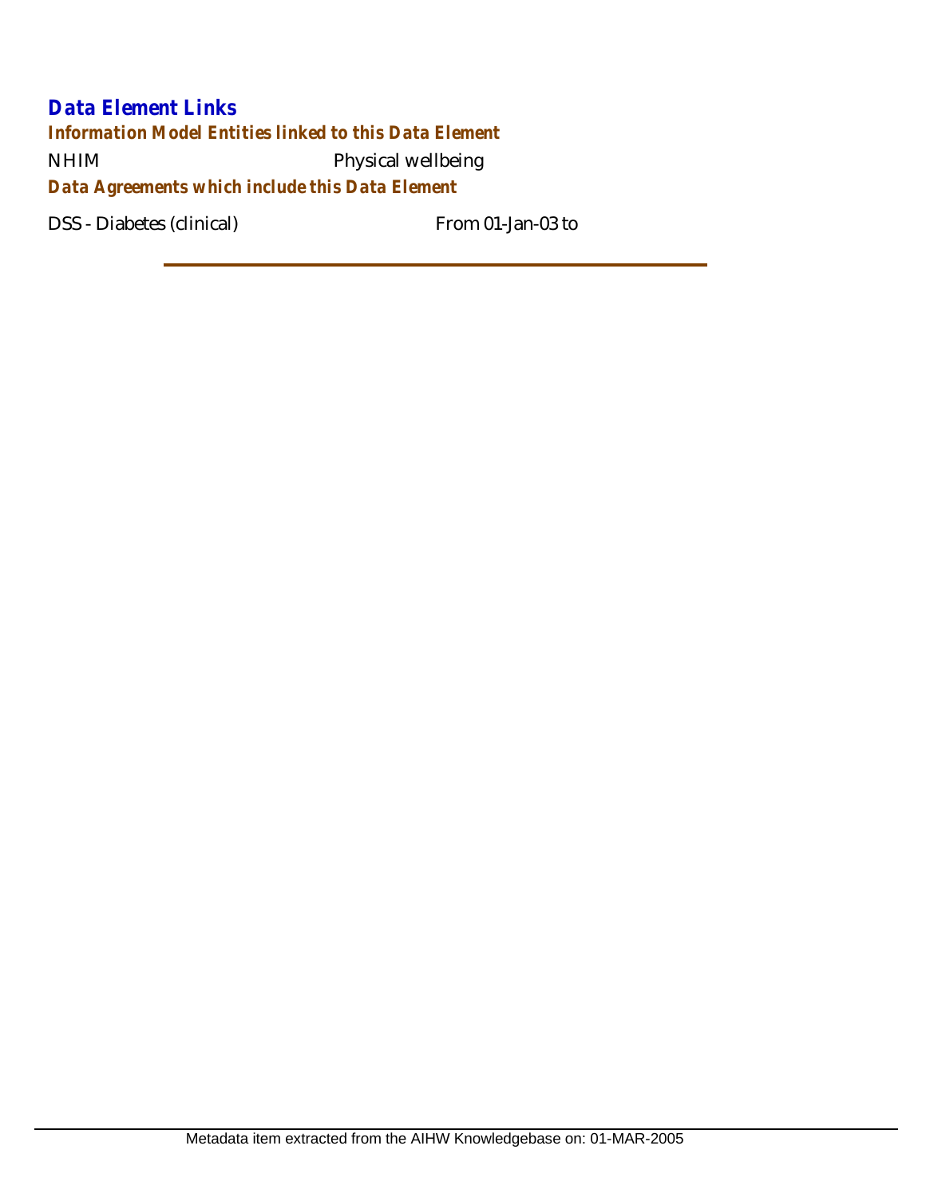## Data Element Links

### Information Model Entities linked to this Data Element

| | |
|---|---|
| NHIM | Physical wellbeing |

### Data Agreements which include this Data Element

| | |
|---|---|
| DSS - Diabetes (clinical) | From 01-Jan-03 to |